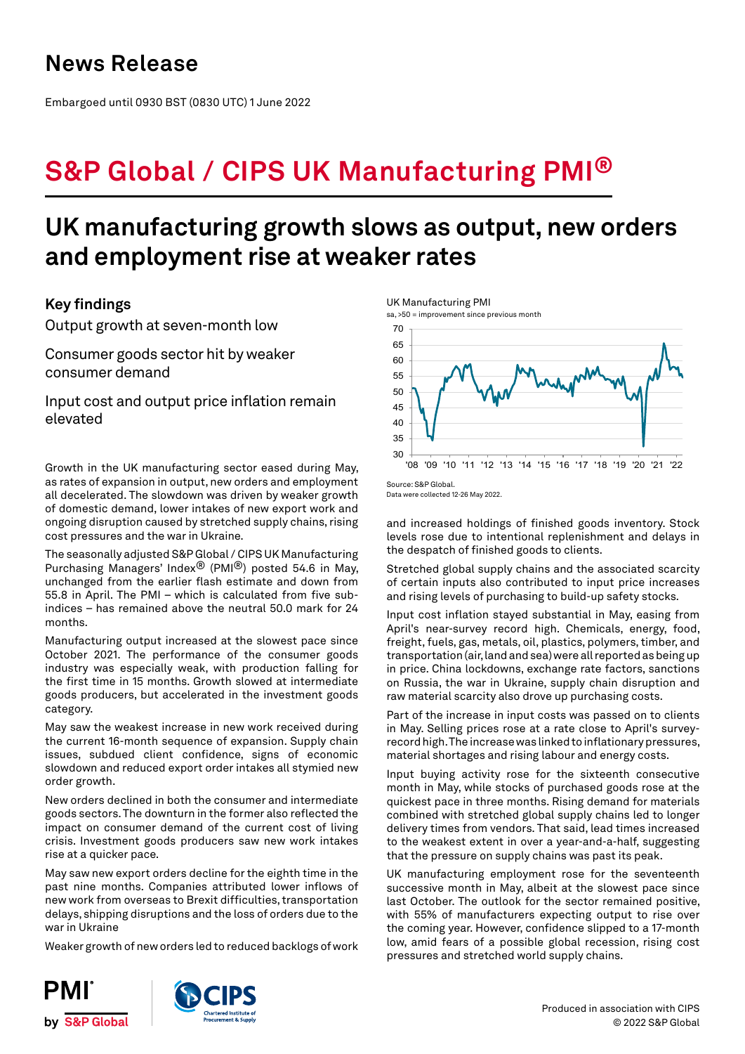## News Release

Embargoed until 0930 BST (0830 UTC) 1 June 2022

# S&P Global / CIPS UK Manufacturing PMI®

## UK manufacturing growth slows as output, new orders and employment rise at weaker rates

### Key findings

Output growth at seven-month low

Consumer goods sector hit by weaker consumer demand

Input cost and output price inflation remain elevated

UK Manufacturing PMI
sa, >50 = improvement since previous month

Source: S&P Global.
Data were collected 12-26 May 2022.

Growth in the UK manufacturing sector eased during May, as rates of expansion in output, new orders and employment all decelerated. The slowdown was driven by weaker growth of domestic demand, lower intakes of new export work and ongoing disruption caused by stretched supply chains, rising cost pressures and the war in Ukraine.

The seasonally adjusted S&P Global / CIPS UK Manufacturing Purchasing Managers' Index® (PMI®) posted 54.6 in May, unchanged from the earlier flash estimate and down from 55.8 in April. The PMI – which is calculated from five sub-indices – has remained above the neutral 50.0 mark for 24 months.

Manufacturing output increased at the slowest pace since October 2021. The performance of the consumer goods industry was especially weak, with production falling for the first time in 15 months. Growth slowed at intermediate goods producers, but accelerated in the investment goods category.

May saw the weakest increase in new work received during the current 16-month sequence of expansion. Supply chain issues, subdued client confidence, signs of economic slowdown and reduced export order intakes all stymied new order growth.

New orders declined in both the consumer and intermediate goods sectors. The downturn in the former also reflected the impact on consumer demand of the current cost of living crisis. Investment goods producers saw new work intakes rise at a quicker pace.

May saw new export orders decline for the eighth time in the past nine months. Companies attributed lower inflows of new work from overseas to Brexit difficulties, transportation delays, shipping disruptions and the loss of orders due to the war in Ukraine

Weaker growth of new orders led to reduced backlogs of work and increased holdings of finished goods inventory. Stock levels rose due to intentional replenishment and delays in the despatch of finished goods to clients.

Stretched global supply chains and the associated scarcity of certain inputs also contributed to input price increases and rising levels of purchasing to build-up safety stocks.

Input cost inflation stayed substantial in May, easing from April's near-survey record high. Chemicals, energy, food, freight, fuels, gas, metals, oil, plastics, polymers, timber, and transportation (air, land and sea) were all reported as being up in price. China lockdowns, exchange rate factors, sanctions on Russia, the war in Ukraine, supply chain disruption and raw material scarcity also drove up purchasing costs.

Part of the increase in input costs was passed on to clients in May. Selling prices rose at a rate close to April's survey-record high. The increase was linked to inflationary pressures, material shortages and rising labour and energy costs.

Input buying activity rose for the sixteenth consecutive month in May, while stocks of purchased goods rose at the quickest pace in three months. Rising demand for materials combined with stretched global supply chains led to longer delivery times from vendors. That said, lead times increased to the weakest extent in over a year-and-a-half, suggesting that the pressure on supply chains was past its peak.

UK manufacturing employment rose for the seventeenth successive month in May, albeit at the slowest pace since last October. The outlook for the sector remained positive, with 55% of manufacturers expecting output to rise over the coming year. However, confidence slipped to a 17-month low, amid fears of a possible global recession, rising cost pressures and stretched world supply chains.

Produced in association with CIPS
© 2022 S&P Global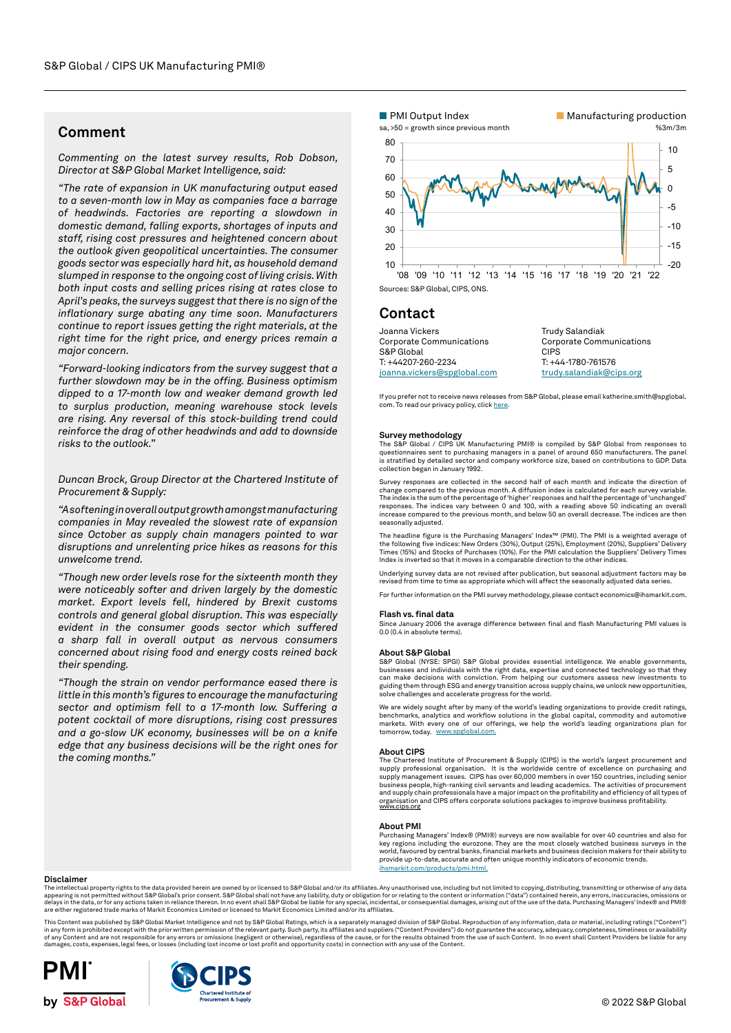## Comment

*Commenting on the latest survey results, Rob Dobson, Director at S&P Global Market Intelligence, said:*

*"The rate of expansion in UK manufacturing output eased to a seven-month low in May as companies face a barrage of headwinds. Factories are reporting a slowdown in domestic demand, falling exports, shortages of inputs and staff, rising cost pressures and heightened concern about the outlook given geopolitical uncertainties. The consumer goods sector was especially hard hit, as household demand slumped in response to the ongoing cost of living crisis. With both input costs and selling prices rising at rates close to April's peaks, the surveys suggest that there is no sign of the inflationary surge abating any time soon. Manufacturers continue to report issues getting the right materials, at the right time for the right price, and energy prices remain a major concern.*

*"Forward-looking indicators from the survey suggest that a further slowdown may be in the offing. Business optimism dipped to a 17-month low and weaker demand growth led to surplus production, meaning warehouse stock levels are rising. Any reversal of this stock-building trend could reinforce the drag of other headwinds and add to downside risks to the outlook."*

*Duncan Brock, Group Director at the Chartered Institute of Procurement & Supply:*

*"A softening in overall output growth amongst manufacturing companies in May revealed the slowest rate of expansion since October as supply chain managers pointed to war disruptions and unrelenting price hikes as reasons for this unwelcome trend.*

*"Though new order levels rose for the sixteenth month they were noticeably softer and driven largely by the domestic market. Export levels fell, hindered by Brexit customs controls and general global disruption. This was especially evident in the consumer goods sector which suffered a sharp fall in overall output as nervous consumers concerned about rising food and energy costs reined back their spending.*

*"Though the strain on vendor performance eased there is little in this month's figures to encourage the manufacturing sector and optimism fell to a 17-month low. Suffering a potent cocktail of more disruptions, rising cost pressures and a go-slow UK economy, businesses will be on a knife edge that any business decisions will be the right ones for the coming months."*

PMI Output Index
Manufacturing production
sa, >50 = growth since previous month
%3m/3m
80
70
60
50
40
30
20
10
10
5
0
-5
-10
-15
-20
'08 '09 '10 '11 '12 '13 '14 '15 '16 '17 '18 '19 '20 '21 '22

Sources: S&P Global, CIPS, ONS.

## Contact

Joanna Vickers
Corporate Communications
S&P Global
T: +44207-260-2234
joanna.vickers@spglobal.com

Trudy Salandiak
Corporate Communications
CIPS
T: +44-1780-761576
trudy.salandiak@cips.org

If you prefer not to receive news releases from S&P Global, please email katherine.smith@spglobal.com. To read our privacy policy, click here.

### Survey methodology

The S&P Global / CIPS UK Manufacturing PMI® is compiled by S&P Global from responses to questionnaires sent to purchasing managers in a panel of around 650 manufacturers. The panel is stratified by detailed sector and company workforce size, based on contributions to GDP. Data collection began in January 1992.

Survey responses are collected in the second half of each month and indicate the direction of change compared to the previous month. A diffusion index is calculated for each survey variable. The index is the sum of the percentage of 'higher' responses and half the percentage of 'unchanged' responses. The indices vary between 0 and 100, with a reading above 50 indicating an overall increase compared to the previous month, and below 50 an overall decrease. The indices are then seasonally adjusted.

The headline figure is the Purchasing Managers' Index™ (PMI). The PMI is a weighted average of the following five indices: New Orders (30%), Output (25%), Employment (20%), Suppliers' Delivery Times (15%) and Stocks of Purchases (10%). For the PMI calculation the Suppliers' Delivery Times Index is inverted so that it moves in a comparable direction to the other indices.

Underlying survey data are not revised after publication, but seasonal adjustment factors may be revised from time to time as appropriate which will affect the seasonally adjusted data series.

For further information on the PMI survey methodology, please contact economics@ihsmarkit.com.

### Flash vs. final data

Since January 2006 the average difference between final and flash Manufacturing PMI values is 0.0 (0.4 in absolute terms).

### About S&P Global

S&P Global (NYSE: SPGI) S&P Global provides essential intelligence. We enable governments, businesses and individuals with the right data, expertise and connected technology so that they can make decisions with conviction. From helping our customers assess new investments to guiding them through ESG and energy transition across supply chains, we unlock new opportunities, solve challenges and accelerate progress for the world.

We are widely sought after by many of the world's leading organizations to provide credit ratings, benchmarks, analytics and workflow solutions in the global capital, commodity and automotive markets. With every one of our offerings, we help the world's leading organizations plan for tomorrow, today. www.spglobal.com.

### About CIPS

The Chartered Institute of Procurement & Supply (CIPS) is the world's largest procurement and supply professional organisation. It is the worldwide centre of excellence on purchasing and supply management issues. CIPS has over 60,000 members in over 150 countries, including senior business people, high-ranking civil servants and leading academics. The activities of procurement and supply chain professionals have a major impact on the profitability and efficiency of all types of organisation and CIPS offers corporate solutions packages to improve business profitability. www.cips.org

### About PMI

Purchasing Managers' Index® (PMI®) surveys are now available for over 40 countries and also for key regions including the eurozone. They are the most closely watched business surveys in the world, favoured by central banks, financial markets and business decision makers for their ability to provide up-to-date, accurate and often unique monthly indicators of economic trends. ihsmarkit.com/products/pmi.html.

### Disclaimer

The intellectual property rights to the data provided herein are owned by or licensed to S&P Global and/or its affiliates. Any unauthorised use, including but not limited to copying, distributing, transmitting or otherwise of any data appearing is not permitted without S&P Global's prior consent. S&P Global shall not have any liability, duty or obligation for or relating to the content or information ("data") contained herein, any errors, inaccuracies, omissions or delays in the data, or for any actions taken in reliance thereon. In no event shall S&P Global be liable for any special, incidental, or consequential damages, arising out of the use of the data. Purchasing Managers' Index® and PMI® are either registered trade marks of Markit Economics Limited or licensed to Markit Economics Limited and/or its affiliates.

This Content was published by S&P Global Market Intelligence and not by S&P Global Ratings, which is a separately managed division of S&P Global. Reproduction of any information, data or material, including ratings ("Content") in any form is prohibited except with the prior written permission of the relevant party. Such party, its affiliates and suppliers ("Content Providers") do not guarantee the accuracy, adequacy, completeness, timeliness or availability of any Content and are not responsible for any errors or omissions (negligent or otherwise), regardless of the cause, or for the results obtained from the use of such Content. In no event shall Content Providers be liable for any damages, costs, expenses, legal fees, or losses (including lost income or lost profit and opportunity costs) in connection with any use of the Content.

© 2022 S&P Global